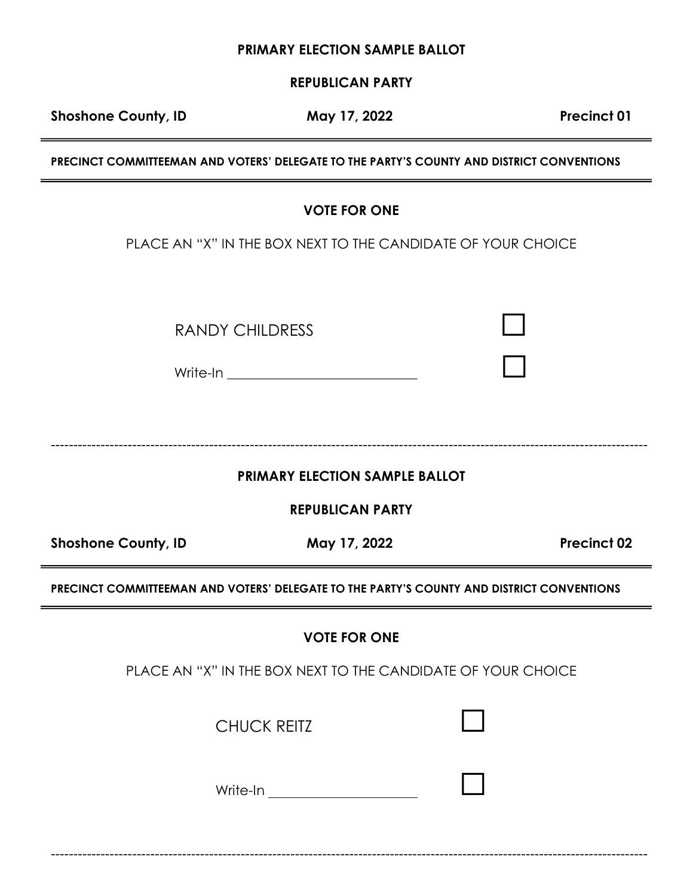**PRIMARY ELECTION SAMPLE BALLOT**

**REPUBLICAN PARTY**

**Shoshone County, ID** **May 17, 2022** **Precinct 01**

---

**PRECINCT COMMITTEEMAN AND VOTERS' DELEGATE TO THE PARTY'S COUNTY AND DISTRICT CONVENTIONS**

---

**VOTE FOR ONE**

PLACE AN "X" IN THE BOX NEXT TO THE CANDIDATE OF YOUR CHOICE

RANDY CHILDRESS ☐

Write-In ___________________________ ☐

------------------------------------------------------------------------

**PRIMARY ELECTION SAMPLE BALLOT**

**REPUBLICAN PARTY**

**Shoshone County, ID** **May 17, 2022** **Precinct 02**

---

**PRECINCT COMMITTEEMAN AND VOTERS' DELEGATE TO THE PARTY'S COUNTY AND DISTRICT CONVENTIONS**

---

**VOTE FOR ONE**

PLACE AN "X" IN THE BOX NEXT TO THE CANDIDATE OF YOUR CHOICE

CHUCK REITZ ☐

Write-In ____________________ ☐

------------------------------------------------------------------------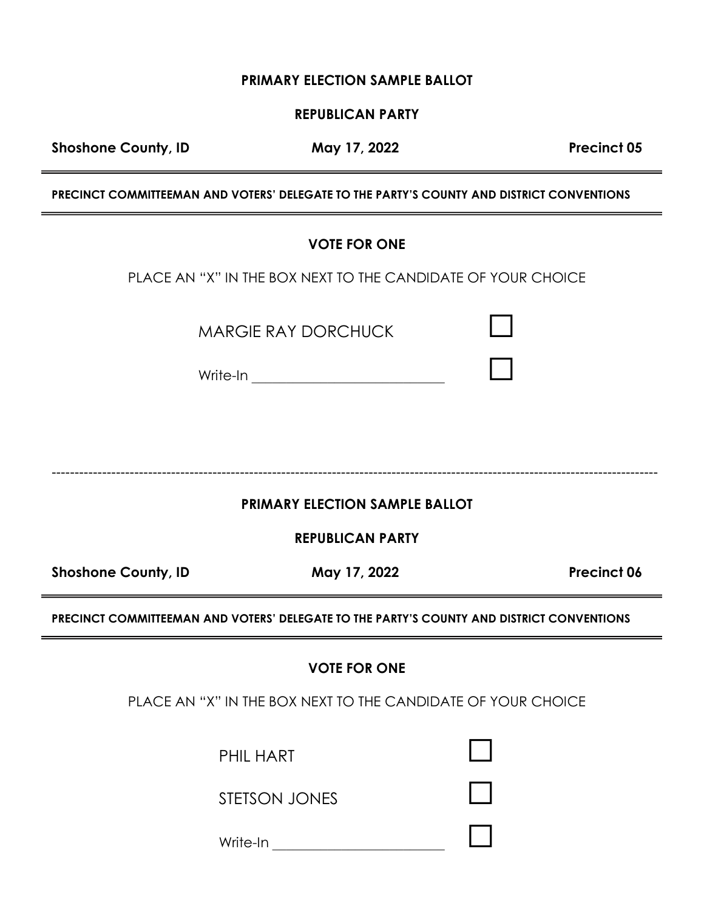**PRIMARY ELECTION SAMPLE BALLOT**

**REPUBLICAN PARTY**

**Shoshone County, ID** | **May 17, 2022** | **Precinct 05**

---

**PRECINCT COMMITTEEMAN AND VOTERS' DELEGATE TO THE PARTY'S COUNTY AND DISTRICT CONVENTIONS**

---

**VOTE FOR ONE**

PLACE AN "X" IN THE BOX NEXT TO THE CANDIDATE OF YOUR CHOICE

- MARGIE RAY DORCHUCK ☐
- Write-In ____________________ ☐

---

**PRIMARY ELECTION SAMPLE BALLOT**

**REPUBLICAN PARTY**

**Shoshone County, ID** | **May 17, 2022** | **Precinct 06**

---

**PRECINCT COMMITTEEMAN AND VOTERS' DELEGATE TO THE PARTY'S COUNTY AND DISTRICT CONVENTIONS**

---

**VOTE FOR ONE**

PLACE AN "X" IN THE BOX NEXT TO THE CANDIDATE OF YOUR CHOICE

- PHIL HART ☐
- STETSON JONES ☐
- Write-In ____________________ ☐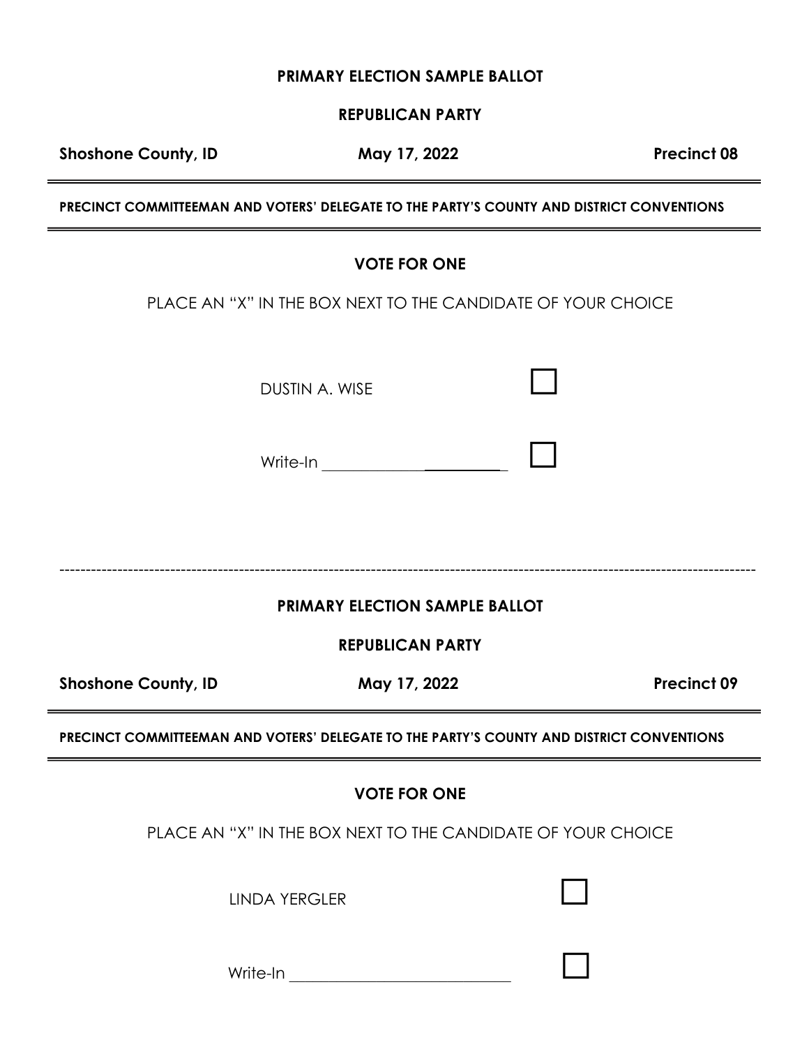**PRIMARY ELECTION SAMPLE BALLOT**

**REPUBLICAN PARTY**

**Shoshone County, ID** **May 17, 2022** **Precinct 08**

---

**PRECINCT COMMITTEEMAN AND VOTERS' DELEGATE TO THE PARTY'S COUNTY AND DISTRICT CONVENTIONS**

---

**VOTE FOR ONE**

PLACE AN "X" IN THE BOX NEXT TO THE CANDIDATE OF YOUR CHOICE

DUSTIN A. WISE ☐

Write-In ______________________ ☐

---

**PRIMARY ELECTION SAMPLE BALLOT**

**REPUBLICAN PARTY**

**Shoshone County, ID** **May 17, 2022** **Precinct 09**

---

**PRECINCT COMMITTEEMAN AND VOTERS' DELEGATE TO THE PARTY'S COUNTY AND DISTRICT CONVENTIONS**

---

**VOTE FOR ONE**

PLACE AN "X" IN THE BOX NEXT TO THE CANDIDATE OF YOUR CHOICE

LINDA YERGLER ☐

Write-In ______________________ ☐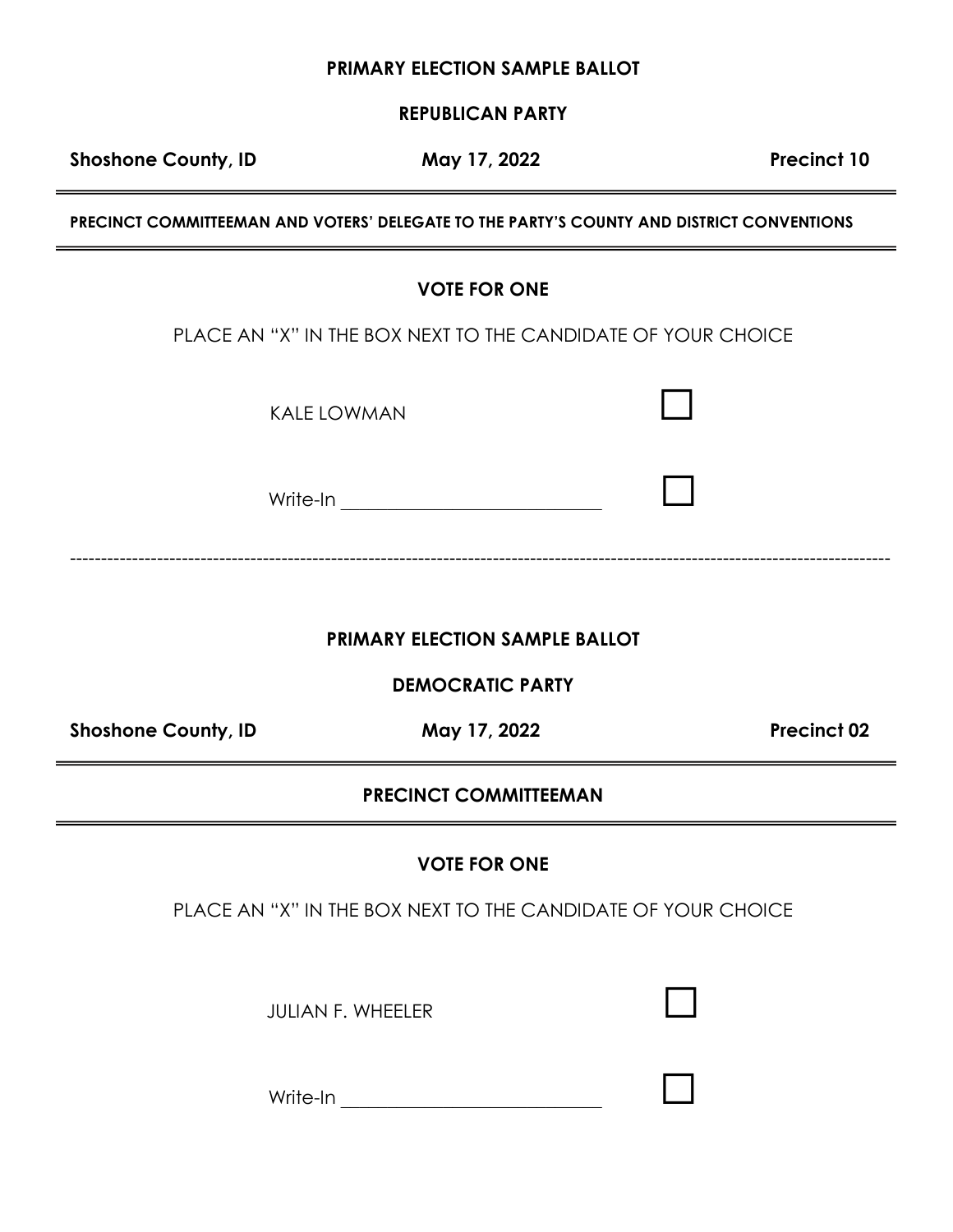**PRIMARY ELECTION SAMPLE BALLOT**

**REPUBLICAN PARTY**

**Shoshone County, ID** **May 17, 2022** **Precinct 10**

---

**PRECINCT COMMITTEEMAN AND VOTERS' DELEGATE TO THE PARTY'S COUNTY AND DISTRICT CONVENTIONS**

---

**VOTE FOR ONE**

PLACE AN "X" IN THE BOX NEXT TO THE CANDIDATE OF YOUR CHOICE

KALE LOWMAN ☐

Write-In ____________________________ ☐

---

**PRIMARY ELECTION SAMPLE BALLOT**

**DEMOCRATIC PARTY**

**Shoshone County, ID** **May 17, 2022** **Precinct 02**

---

**PRECINCT COMMITTEEMAN**

---

**VOTE FOR ONE**

PLACE AN "X" IN THE BOX NEXT TO THE CANDIDATE OF YOUR CHOICE

JULIAN F. WHEELER ☐

Write-In ____________________________ ☐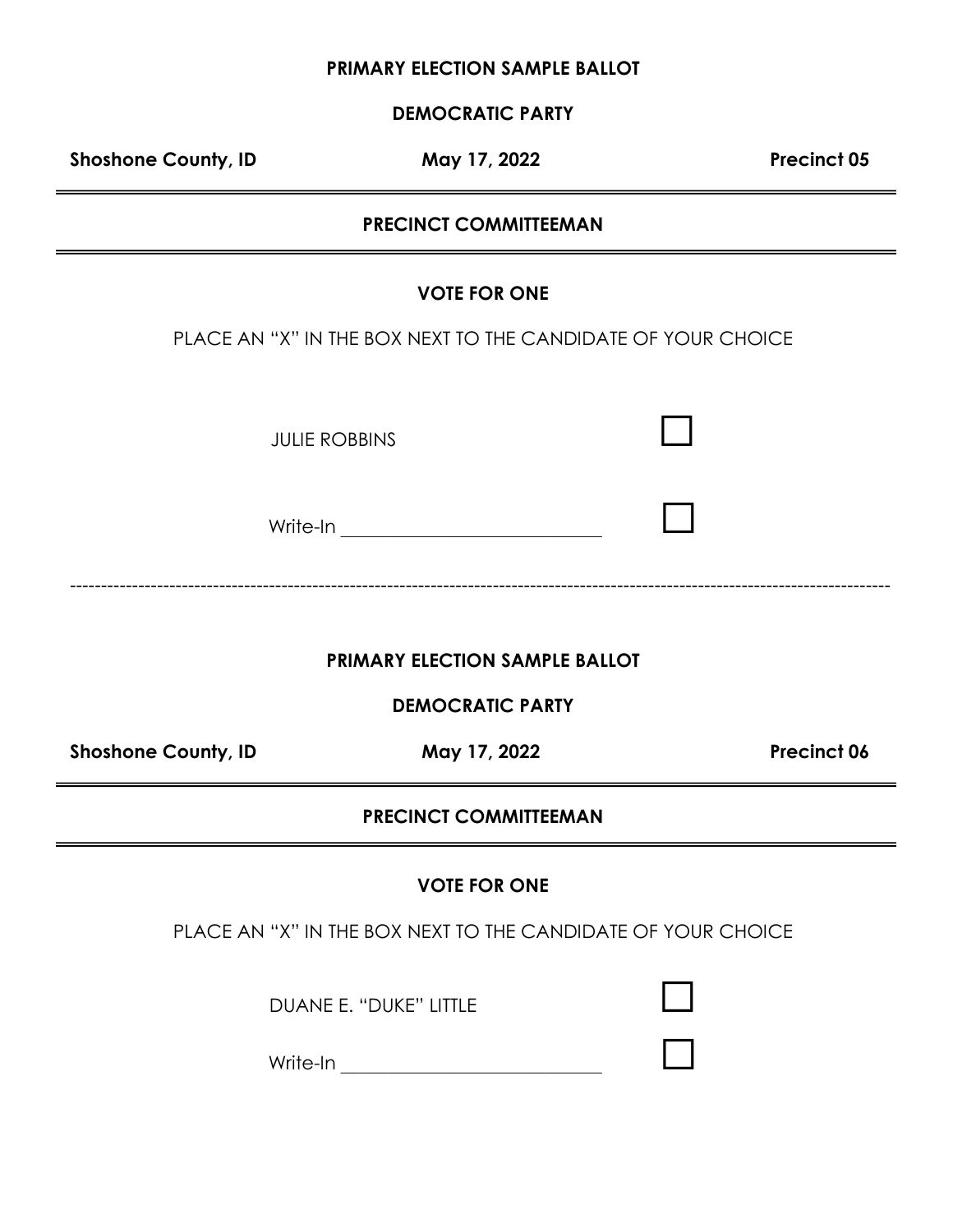**PRIMARY ELECTION SAMPLE BALLOT**

**DEMOCRATIC PARTY**

| **Shoshone County, ID** | **May 17, 2022** | **Precinct 05** |
| --- | --- | --- |

---

**PRECINCT COMMITTEEMAN**

---

**VOTE FOR ONE**

PLACE AN "X" IN THE BOX NEXT TO THE CANDIDATE OF YOUR CHOICE

JULIE ROBBINS ☐

Write-In ___________________________ ☐

---

**PRIMARY ELECTION SAMPLE BALLOT**

**DEMOCRATIC PARTY**

| **Shoshone County, ID** | **May 17, 2022** | **Precinct 06** |
| --- | --- | --- |

---

**PRECINCT COMMITTEEMAN**

---

**VOTE FOR ONE**

PLACE AN "X" IN THE BOX NEXT TO THE CANDIDATE OF YOUR CHOICE

DUANE E. "DUKE" LITTLE ☐

Write-In ___________________________ ☐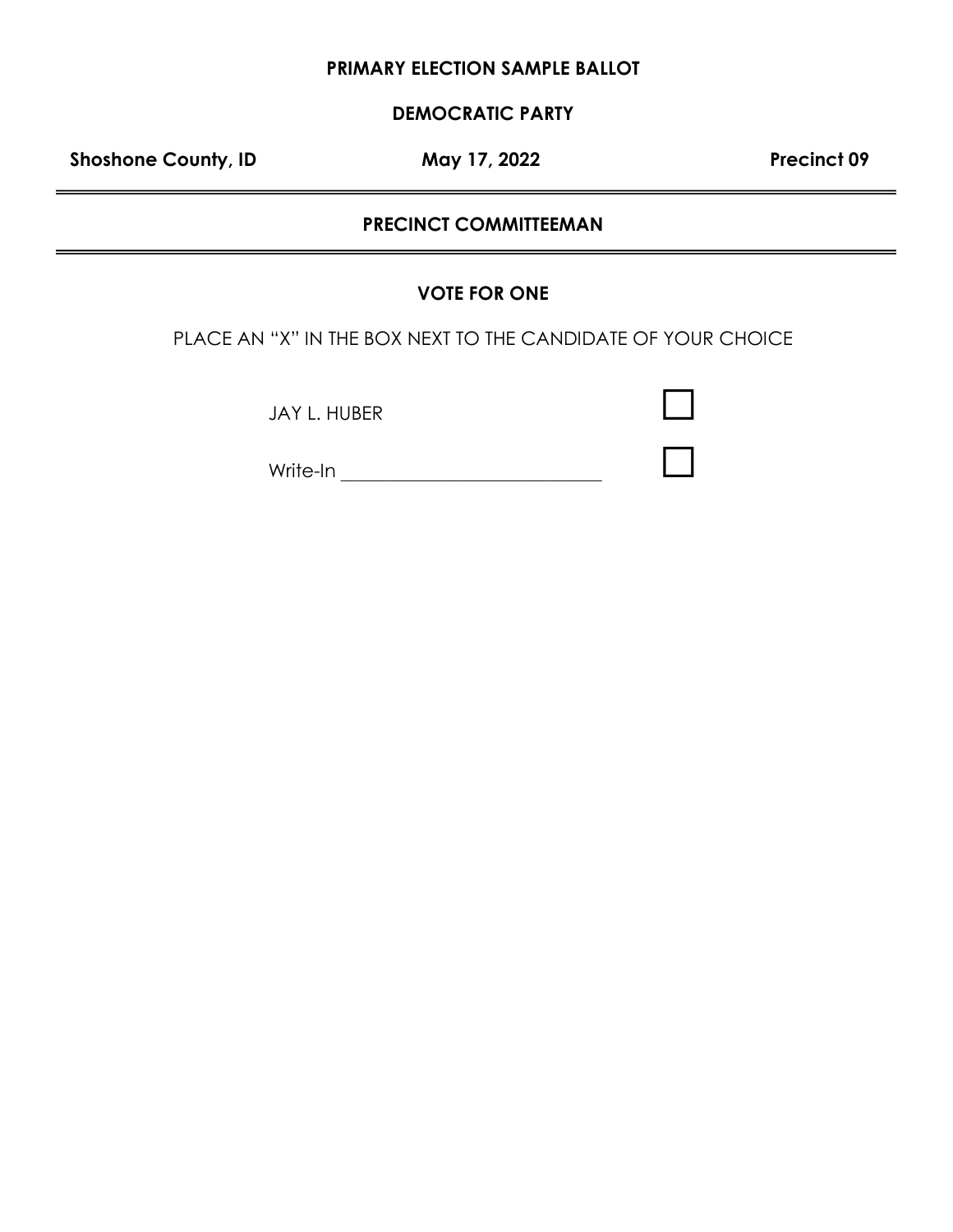**PRIMARY ELECTION SAMPLE BALLOT**

**DEMOCRATIC PARTY**

**Shoshone County, ID** **May 17, 2022** **Precinct 09**

---

## PRECINCT COMMITTEEMAN

---

**VOTE FOR ONE**

PLACE AN "X" IN THE BOX NEXT TO THE CANDIDATE OF YOUR CHOICE

| | |
|---|---|
| JAY L. HUBER | ☐ |
| Write-In ____________________ | ☐ |